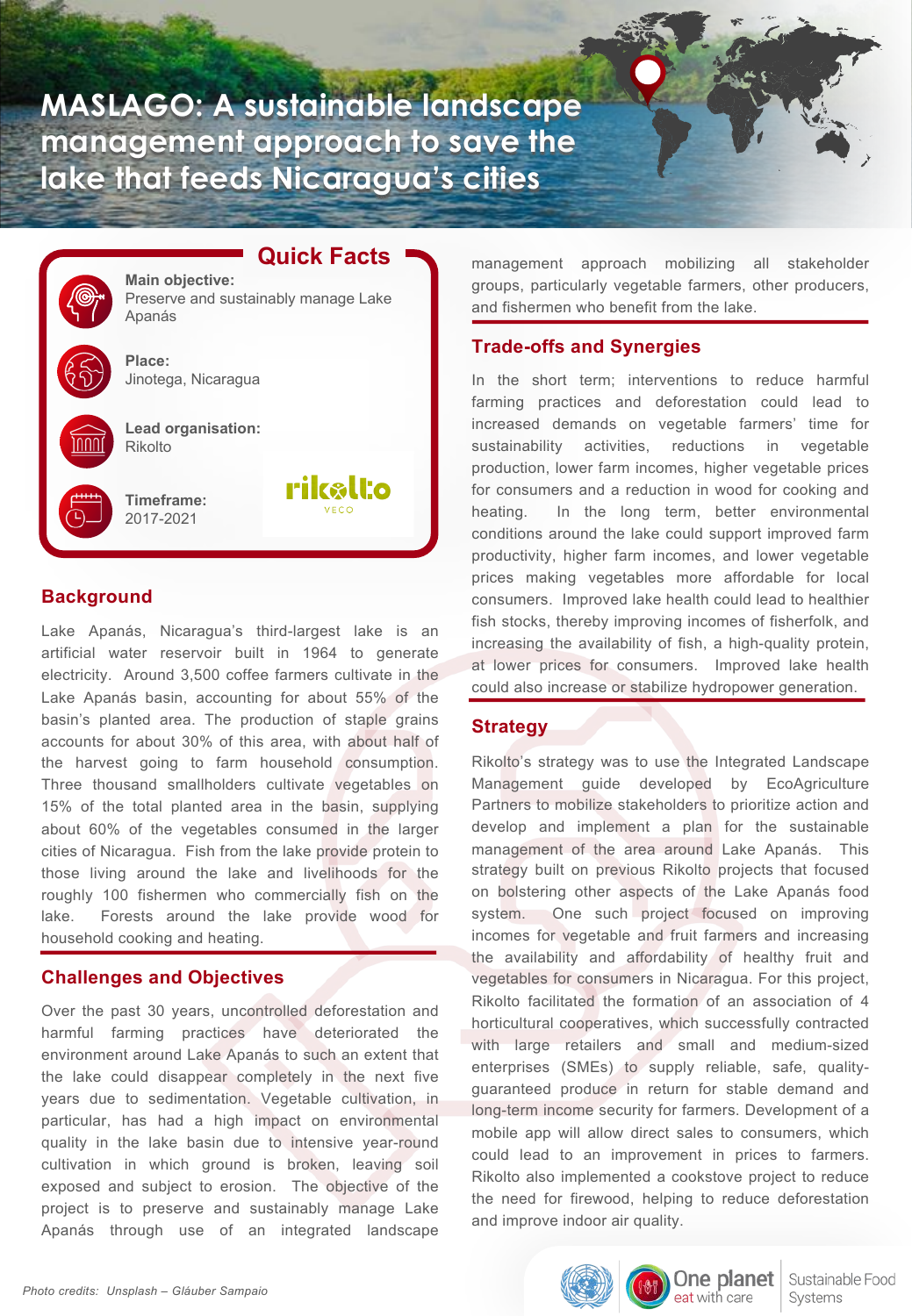# MASLAGO: A sustainable landscape management approach to save the lake that feeds Nicaragua's cities

## Quick Facts

**Main objective:**
Preserve and sustainably manage Lake Apanás

**Place:**
Jinotega, Nicaragua

**Lead organisation:**
Rikolto

**Timeframe:**
2017-2021

## Background

Lake Apanás, Nicaragua's third-largest lake is an artificial water reservoir built in 1964 to generate electricity. Around 3,500 coffee farmers cultivate in the Lake Apanás basin, accounting for about 55% of the basin's planted area. The production of staple grains accounts for about 30% of this area, with about half of the harvest going to farm household consumption. Three thousand smallholders cultivate vegetables on 15% of the total planted area in the basin, supplying about 60% of the vegetables consumed in the larger cities of Nicaragua. Fish from the lake provide protein to those living around the lake and livelihoods for the roughly 100 fishermen who commercially fish on the lake. Forests around the lake provide wood for household cooking and heating.

## Challenges and Objectives

Over the past 30 years, uncontrolled deforestation and harmful farming practices have deteriorated the environment around Lake Apanás to such an extent that the lake could disappear completely in the next five years due to sedimentation. Vegetable cultivation, in particular, has had a high impact on environmental quality in the lake basin due to intensive year-round cultivation in which ground is broken, leaving soil exposed and subject to erosion. The objective of the project is to preserve and sustainably manage Lake Apanás through use of an integrated landscape management approach mobilizing all stakeholder groups, particularly vegetable farmers, other producers, and fishermen who benefit from the lake.

## Trade-offs and Synergies

In the short term; interventions to reduce harmful farming practices and deforestation could lead to increased demands on vegetable farmers' time for sustainability activities, reductions in vegetable production, lower farm incomes, higher vegetable prices for consumers and a reduction in wood for cooking and heating. In the long term, better environmental conditions around the lake could support improved farm productivity, higher farm incomes, and lower vegetable prices making vegetables more affordable for local consumers. Improved lake health could lead to healthier fish stocks, thereby improving incomes of fisherfolk, and increasing the availability of fish, a high-quality protein, at lower prices for consumers. Improved lake health could also increase or stabilize hydropower generation.

## Strategy

Rikolto's strategy was to use the Integrated Landscape Management guide developed by EcoAgriculture Partners to mobilize stakeholders to prioritize action and develop and implement a plan for the sustainable management of the area around Lake Apanás. This strategy built on previous Rikolto projects that focused on bolstering other aspects of the Lake Apanás food system. One such project focused on improving incomes for vegetable and fruit farmers and increasing the availability and affordability of healthy fruit and vegetables for consumers in Nicaragua. For this project, Rikolto facilitated the formation of an association of 4 horticultural cooperatives, which successfully contracted with large retailers and small and medium-sized enterprises (SMEs) to supply reliable, safe, quality-guaranteed produce in return for stable demand and long-term income security for farmers. Development of a mobile app will allow direct sales to consumers, which could lead to an improvement in prices to farmers. Rikolto also implemented a cookstove project to reduce the need for firewood, helping to reduce deforestation and improve indoor air quality.

*Photo credits: Unsplash – Gláuber Sampaio*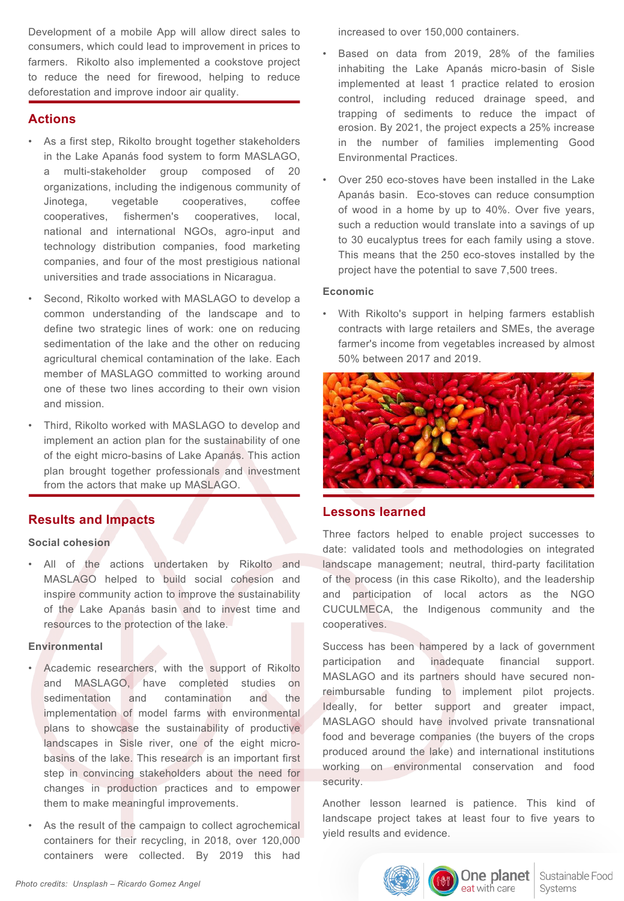Development of a mobile App will allow direct sales to consumers, which could lead to improvement in prices to farmers. Rikolto also implemented a cookstove project to reduce the need for firewood, helping to reduce deforestation and improve indoor air quality.

## Actions

- As a first step, Rikolto brought together stakeholders in the Lake Apanás food system to form MASLAGO, a multi-stakeholder group composed of 20 organizations, including the indigenous community of Jinotega, vegetable cooperatives, coffee cooperatives, fishermen's cooperatives, local, national and international NGOs, agro-input and technology distribution companies, food marketing companies, and four of the most prestigious national universities and trade associations in Nicaragua.
- Second, Rikolto worked with MASLAGO to develop a common understanding of the landscape and to define two strategic lines of work: one on reducing sedimentation of the lake and the other on reducing agricultural chemical contamination of the lake. Each member of MASLAGO committed to working around one of these two lines according to their own vision and mission.
- Third, Rikolto worked with MASLAGO to develop and implement an action plan for the sustainability of one of the eight micro-basins of Lake Apanás. This action plan brought together professionals and investment from the actors that make up MASLAGO.

## Results and Impacts

### Social cohesion

- All of the actions undertaken by Rikolto and MASLAGO helped to build social cohesion and inspire community action to improve the sustainability of the Lake Apanás basin and to invest time and resources to the protection of the lake.

### Environmental

- Academic researchers, with the support of Rikolto and MASLAGO, have completed studies on sedimentation and contamination and the implementation of model farms with environmental plans to showcase the sustainability of productive landscapes in Sisle river, one of the eight micro-basins of the lake. This research is an important first step in convincing stakeholders about the need for changes in production practices and to empower them to make meaningful improvements.
- As the result of the campaign to collect agrochemical containers for their recycling, in 2018, over 120,000 containers were collected. By 2019 this had increased to over 150,000 containers.
- Based on data from 2019, 28% of the families inhabiting the Lake Apanás micro-basin of Sisle implemented at least 1 practice related to erosion control, including reduced drainage speed, and trapping of sediments to reduce the impact of erosion. By 2021, the project expects a 25% increase in the number of families implementing Good Environmental Practices.
- Over 250 eco-stoves have been installed in the Lake Apanás basin. Eco-stoves can reduce consumption of wood in a home by up to 40%. Over five years, such a reduction would translate into a savings of up to 30 eucalyptus trees for each family using a stove. This means that the 250 eco-stoves installed by the project have the potential to save 7,500 trees.

### Economic

- With Rikolto's support in helping farmers establish contracts with large retailers and SMEs, the average farmer's income from vegetables increased by almost 50% between 2017 and 2019.

## Lessons learned

Three factors helped to enable project successes to date: validated tools and methodologies on integrated landscape management; neutral, third-party facilitation of the process (in this case Rikolto), and the leadership and participation of local actors as the NGO CUCULMECA, the Indigenous community and the cooperatives.

Success has been hampered by a lack of government participation and inadequate financial support. MASLAGO and its partners should have secured non-reimbursable funding to implement pilot projects. Ideally, for better support and greater impact, MASLAGO should have involved private transnational food and beverage companies (the buyers of the crops produced around the lake) and international institutions working on environmental conservation and food security.

Another lesson learned is patience. This kind of landscape project takes at least four to five years to yield results and evidence.

*Photo credits: Unsplash – Ricardo Gomez Angel*

One planet eat with care | Sustainable Food Systems